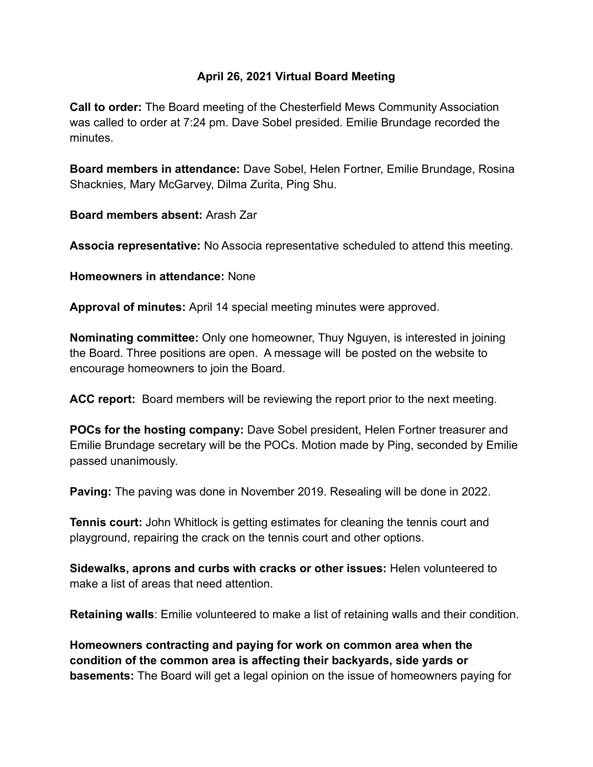# April 26, 2021 Virtual Board Meeting

**Call to order:** The Board meeting of the Chesterfield Mews Community Association was called to order at 7:24 pm. Dave Sobel presided. Emilie Brundage recorded the minutes.

**Board members in attendance:** Dave Sobel, Helen Fortner, Emilie Brundage, Rosina Shacknies, Mary McGarvey, Dilma Zurita, Ping Shu.

**Board members absent:** Arash Zar

**Associa representative:** No Associa representative scheduled to attend this meeting.

**Homeowners in attendance:** None

**Approval of minutes:** April 14 special meeting minutes were approved.

**Nominating committee:** Only one homeowner, Thuy Nguyen, is interested in joining the Board. Three positions are open. A message will be posted on the website to encourage homeowners to join the Board.

**ACC report:** Board members will be reviewing the report prior to the next meeting.

**POCs for the hosting company:** Dave Sobel president, Helen Fortner treasurer and Emilie Brundage secretary will be the POCs. Motion made by Ping, seconded by Emilie passed unanimously.

**Paving:** The paving was done in November 2019. Resealing will be done in 2022.

**Tennis court:** John Whitlock is getting estimates for cleaning the tennis court and playground, repairing the crack on the tennis court and other options.

**Sidewalks, aprons and curbs with cracks or other issues:** Helen volunteered to make a list of areas that need attention.

**Retaining walls**: Emilie volunteered to make a list of retaining walls and their condition.

**Homeowners contracting and paying for work on common area when the condition of the common area is affecting their backyards, side yards or basements:** The Board will get a legal opinion on the issue of homeowners paying for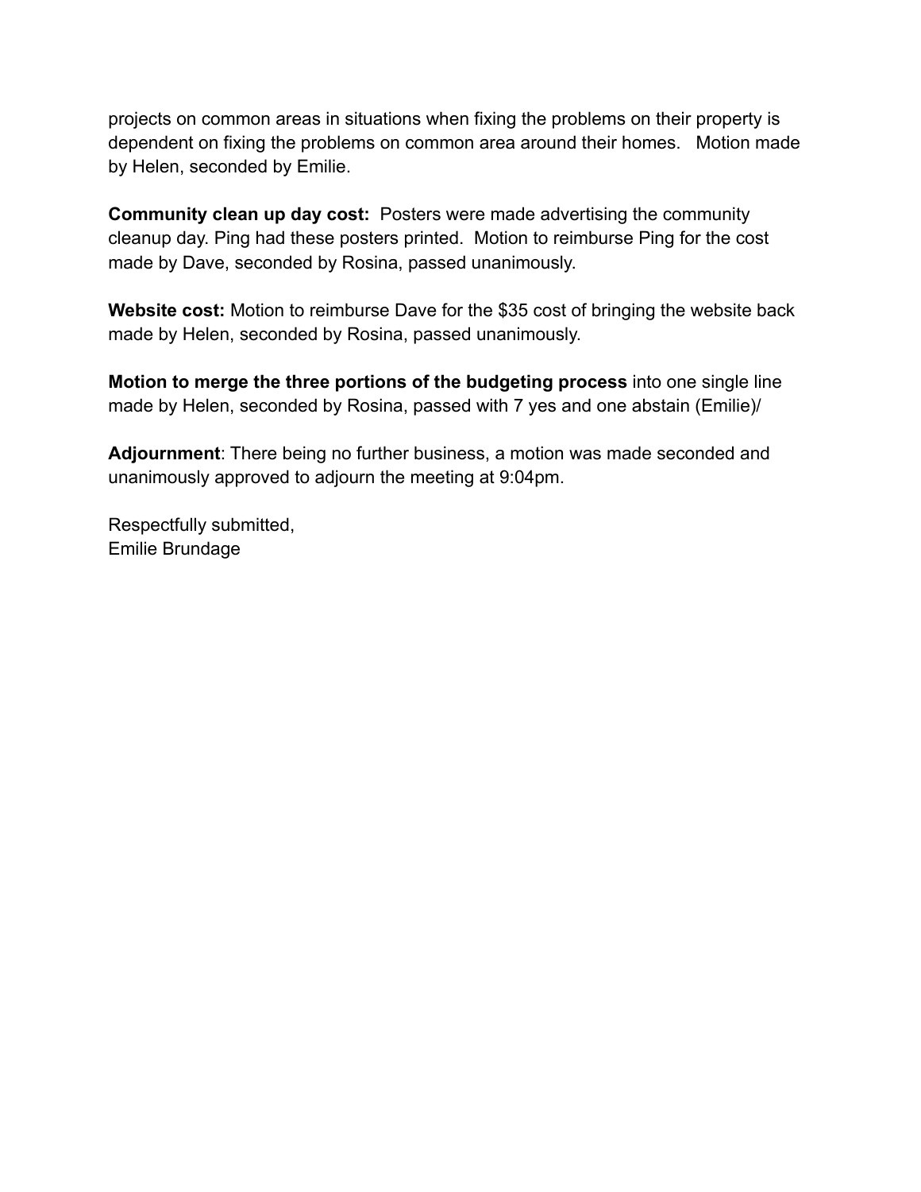projects on common areas in situations when fixing the problems on their property is dependent on fixing the problems on common area around their homes.   Motion made by Helen, seconded by Emilie.

**Community clean up day cost:**  Posters were made advertising the community cleanup day. Ping had these posters printed.  Motion to reimburse Ping for the cost made by Dave, seconded by Rosina, passed unanimously.

**Website cost:** Motion to reimburse Dave for the $35 cost of bringing the website back made by Helen, seconded by Rosina, passed unanimously.

**Motion to merge the three portions of the budgeting process** into one single line made by Helen, seconded by Rosina, passed with 7 yes and one abstain (Emilie)/

**Adjournment**: There being no further business, a motion was made seconded and unanimously approved to adjourn the meeting at 9:04pm.

Respectfully submitted,
Emilie Brundage